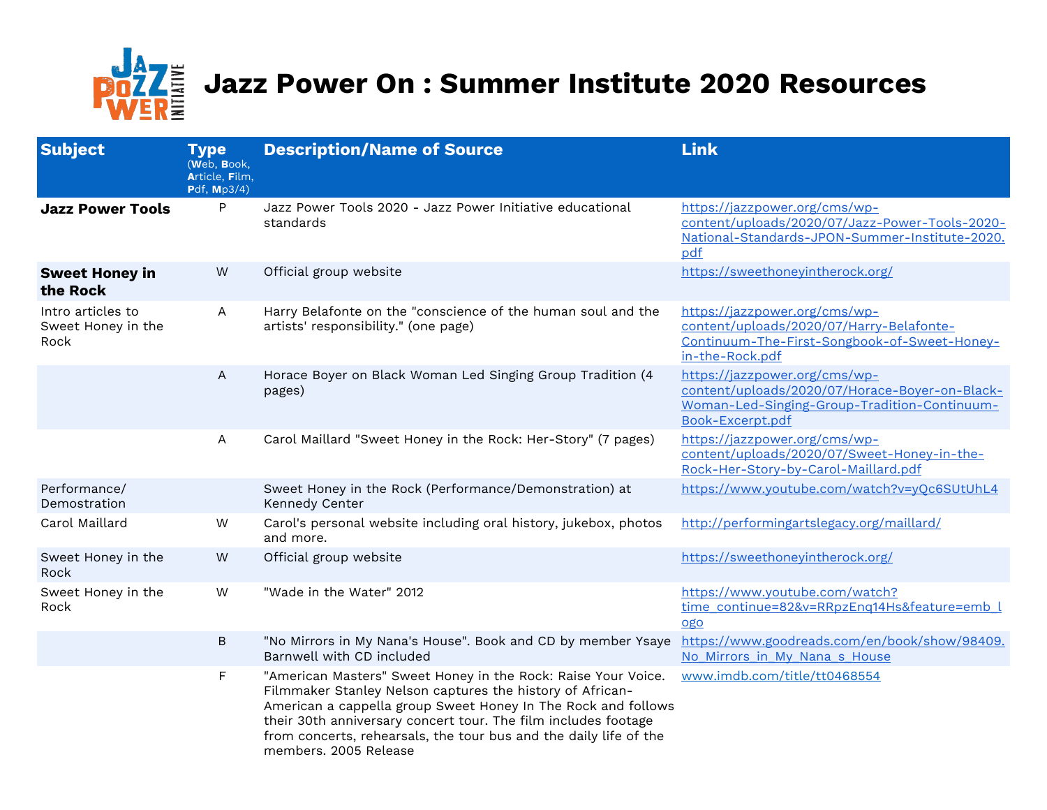# Jazz Power On : Summer Institute 2020 Resources

| Subject | Type (Web, Book, Article, Film, Pdf, Mp3/4) | Description/Name of Source | Link |
|---|---|---|---|
| **Jazz Power Tools** | P | Jazz Power Tools 2020 - Jazz Power Initiative educational standards | https://jazzpower.org/cms/wp-content/uploads/2020/07/Jazz-Power-Tools-2020-National-Standards-JPON-Summer-Institute-2020.pdf |
| **Sweet Honey in the Rock** | W | Official group website | https://sweethoneyintherock.org/ |
| Intro articles to Sweet Honey in the Rock | A | Harry Belafonte on the "conscience of the human soul and the artists' responsibility." (one page) | https://jazzpower.org/cms/wp-content/uploads/2020/07/Harry-Belafonte-Continuum-The-First-Songbook-of-Sweet-Honey-in-the-Rock.pdf |
| | A | Horace Boyer on Black Woman Led Singing Group Tradition (4 pages) | https://jazzpower.org/cms/wp-content/uploads/2020/07/Horace-Boyer-on-Black-Woman-Led-Singing-Group-Tradition-Continuum-Book-Excerpt.pdf |
| | A | Carol Maillard "Sweet Honey in the Rock: Her-Story" (7 pages) | https://jazzpower.org/cms/wp-content/uploads/2020/07/Sweet-Honey-in-the-Rock-Her-Story-by-Carol-Maillard.pdf |
| Performance/ Demostration | | Sweet Honey in the Rock (Performance/Demonstration) at Kennedy Center | https://www.youtube.com/watch?v=yQc6SUtUhL4 |
| Carol Maillard | W | Carol's personal website including oral history, jukebox, photos and more. | http://performingartslegacy.org/maillard/ |
| Sweet Honey in the Rock | W | Official group website | https://sweethoneyintherock.org/ |
| Sweet Honey in the Rock | W | "Wade in the Water" 2012 | https://www.youtube.com/watch?time_continue=82&v=RRpzEnq14Hs&feature=emb_logo |
| | B | "No Mirrors in My Nana's House". Book and CD by member Ysaye Barnwell with CD included | https://www.goodreads.com/en/book/show/98409.No_Mirrors_in_My_Nana_s_House |
| | F | "American Masters" Sweet Honey in the Rock: Raise Your Voice. Filmmaker Stanley Nelson captures the history of African-American a cappella group Sweet Honey In The Rock and follows their 30th anniversary concert tour. The film includes footage from concerts, rehearsals, the tour bus and the daily life of the members. 2005 Release | www.imdb.com/title/tt0468554 |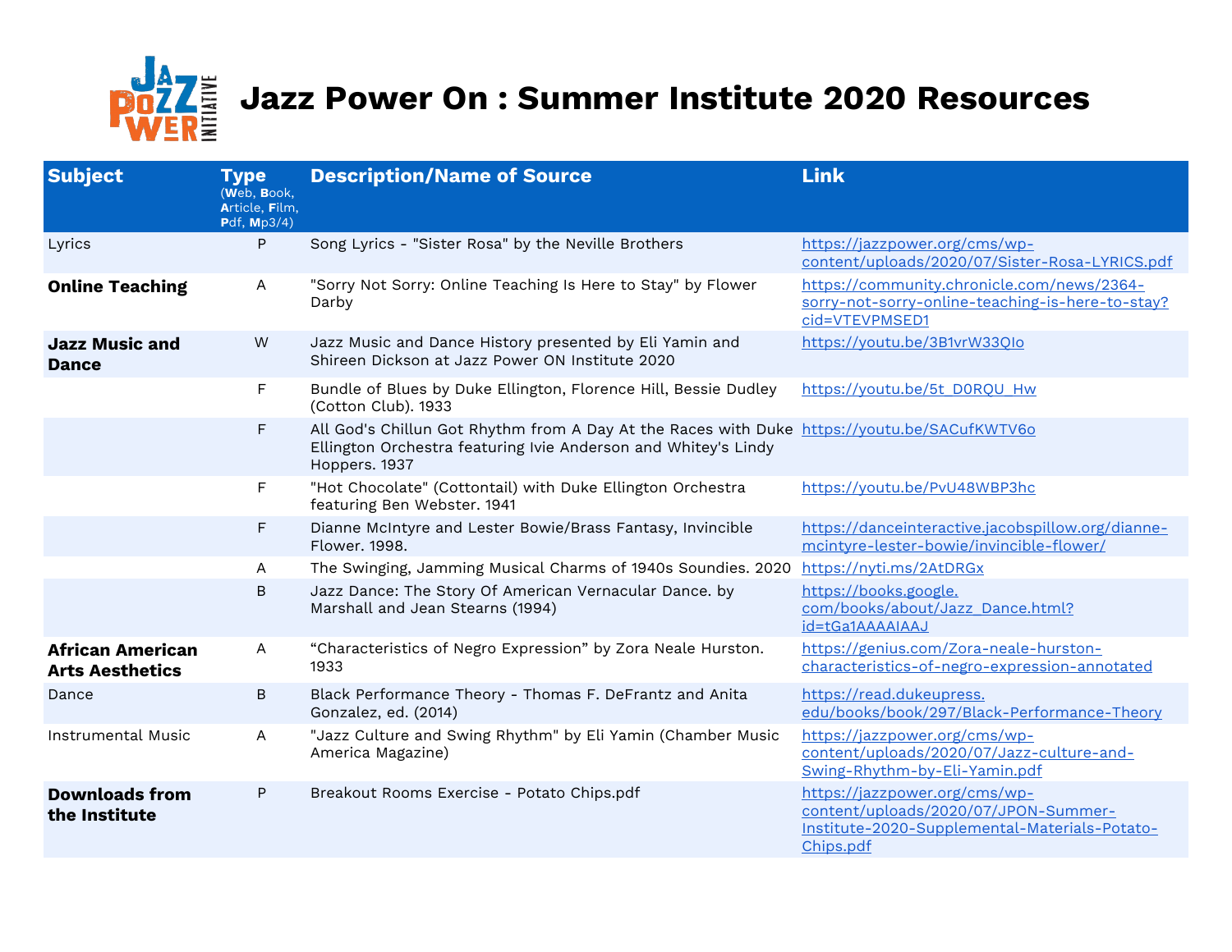# Jazz Power On : Summer Institute 2020 Resources

| Subject | Type (Web, Book, Article, Film, Pdf, Mp3/4) | Description/Name of Source | Link |
|---|---|---|---|
| Lyrics | P | Song Lyrics - "Sister Rosa" by the Neville Brothers | https://jazzpower.org/cms/wp-content/uploads/2020/07/Sister-Rosa-LYRICS.pdf |
| **Online Teaching** | A | "Sorry Not Sorry: Online Teaching Is Here to Stay" by Flower Darby | https://community.chronicle.com/news/2364-sorry-not-sorry-online-teaching-is-here-to-stay?cid=VTEVPMSED1 |
| **Jazz Music and Dance** | W | Jazz Music and Dance History presented by Eli Yamin and Shireen Dickson at Jazz Power ON Institute 2020 | https://youtu.be/3B1vrW33QIo |
| | F | Bundle of Blues by Duke Ellington, Florence Hill, Bessie Dudley (Cotton Club). 1933 | https://youtu.be/5t_D0RQU_Hw |
| | F | All God's Chillun Got Rhythm from A Day At the Races with Duke Ellington Orchestra featuring Ivie Anderson and Whitey's Lindy Hoppers. 1937 | https://youtu.be/SACufKWTV6o |
| | F | "Hot Chocolate" (Cottontail) with Duke Ellington Orchestra featuring Ben Webster. 1941 | https://youtu.be/PvU48WBP3hc |
| | F | Dianne McIntyre and Lester Bowie/Brass Fantasy, Invincible Flower. 1998. | https://danceinteractive.jacobspillow.org/dianne-mcintyre-lester-bowie/invincible-flower/ |
| | A | The Swinging, Jamming Musical Charms of 1940s Soundies. 2020 | https://nyti.ms/2AtDRGx |
| | B | Jazz Dance: The Story Of American Vernacular Dance. by Marshall and Jean Stearns (1994) | https://books.google.com/books/about/Jazz_Dance.html?id=tGa1AAAAIAAJ |
| **African American Arts Aesthetics** | A | "Characteristics of Negro Expression" by Zora Neale Hurston. 1933 | https://genius.com/Zora-neale-hurston-characteristics-of-negro-expression-annotated |
| Dance | B | Black Performance Theory - Thomas F. DeFrantz and Anita Gonzalez, ed. (2014) | https://read.dukeupress.edu/books/book/297/Black-Performance-Theory |
| Instrumental Music | A | "Jazz Culture and Swing Rhythm" by Eli Yamin (Chamber Music America Magazine) | https://jazzpower.org/cms/wp-content/uploads/2020/07/Jazz-culture-and-Swing-Rhythm-by-Eli-Yamin.pdf |
| **Downloads from the Institute** | P | Breakout Rooms Exercise - Potato Chips.pdf | https://jazzpower.org/cms/wp-content/uploads/2020/07/JPON-Summer-Institute-2020-Supplemental-Materials-Potato-Chips.pdf |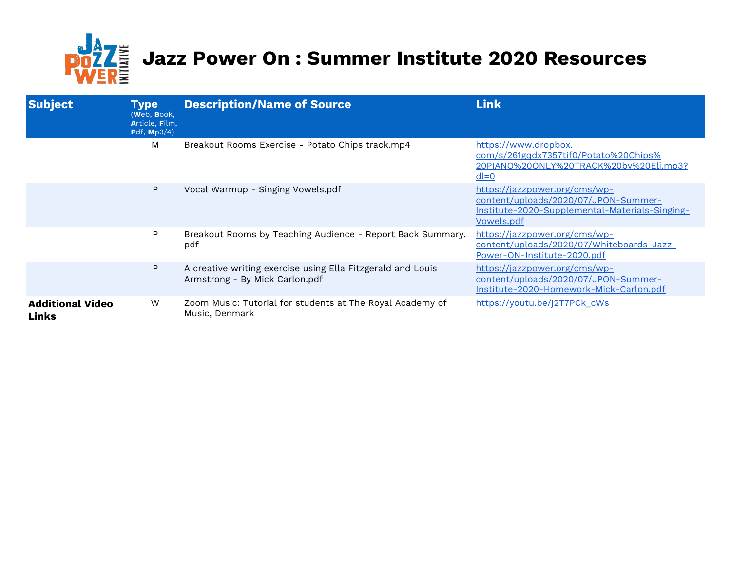# Jazz Power On : Summer Institute 2020 Resources

| Subject | Type (**W**eb, **B**ook, **A**rticle, **F**ilm, **P**df, **M**p3/4) | Description/Name of Source | Link |
|---|---|---|---|
| | M | Breakout Rooms Exercise - Potato Chips track.mp4 | https://www.dropbox.com/s/261gqdx7357tif0/Potato%20Chips%20PIANO%20ONLY%20TRACK%20by%20Eli.mp3?dl=0 |
| | P | Vocal Warmup - Singing Vowels.pdf | https://jazzpower.org/cms/wp-content/uploads/2020/07/JPON-Summer-Institute-2020-Supplemental-Materials-Singing-Vowels.pdf |
| | P | Breakout Rooms by Teaching Audience - Report Back Summary.pdf | https://jazzpower.org/cms/wp-content/uploads/2020/07/Whiteboards-Jazz-Power-ON-Institute-2020.pdf |
| | P | A creative writing exercise using Ella Fitzgerald and Louis Armstrong - By Mick Carlon.pdf | https://jazzpower.org/cms/wp-content/uploads/2020/07/JPON-Summer-Institute-2020-Homework-Mick-Carlon.pdf |
| **Additional Video Links** | W | Zoom Music: Tutorial for students at The Royal Academy of Music, Denmark | https://youtu.be/j2T7PCk_cWs |